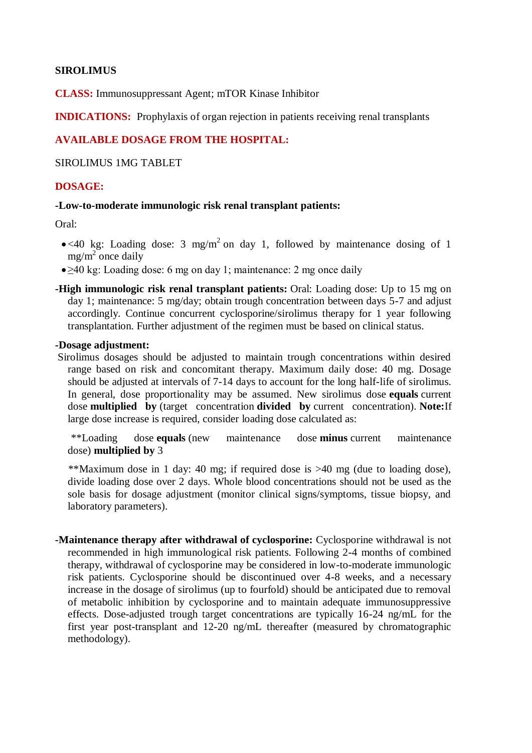# SIROLIMUS

**CLASS:** Immunosuppressant Agent; mTOR Kinase Inhibitor

**INDICATIONS:** Prophylaxis of organ rejection in patients receiving renal transplants

**AVAILABLE DOSAGE FROM THE HOSPITAL:**

SIROLIMUS 1MG TABLET

**DOSAGE:**

**-Low-to-moderate immunologic risk renal transplant patients:**

Oral:

- <40 kg: Loading dose: 3 $mg/m^2$ on day 1, followed by maintenance dosing of 1 $mg/m^2$ once daily
- ≥40 kg: Loading dose: 6 mg on day 1; maintenance: 2 mg once daily

**-High immunologic risk renal transplant patients:** Oral: Loading dose: Up to 15 mg on day 1; maintenance: 5 mg/day; obtain trough concentration between days 5-7 and adjust accordingly. Continue concurrent cyclosporine/sirolimus therapy for 1 year following transplantation. Further adjustment of the regimen must be based on clinical status.

**-Dosage adjustment:**

Sirolimus dosages should be adjusted to maintain trough concentrations within desired range based on risk and concomitant therapy. Maximum daily dose: 40 mg. Dosage should be adjusted at intervals of 7-14 days to account for the long half-life of sirolimus. In general, dose proportionality may be assumed. New sirolimus dose **equals** current dose **multiplied by** (target concentration **divided by** current concentration). **Note:** If large dose increase is required, consider loading dose calculated as:

**Loading dose **equals** (new maintenance dose **minus** current maintenance dose) **multiplied by** 3

**Maximum dose in 1 day: 40 mg; if required dose is >40 mg (due to loading dose), divide loading dose over 2 days. Whole blood concentrations should not be used as the sole basis for dosage adjustment (monitor clinical signs/symptoms, tissue biopsy, and laboratory parameters).

-**Maintenance therapy after withdrawal of cyclosporine:** Cyclosporine withdrawal is not recommended in high immunological risk patients. Following 2-4 months of combined therapy, withdrawal of cyclosporine may be considered in low-to-moderate immunologic risk patients. Cyclosporine should be discontinued over 4-8 weeks, and a necessary increase in the dosage of sirolimus (up to fourfold) should be anticipated due to removal of metabolic inhibition by cyclosporine and to maintain adequate immunosuppressive effects. Dose-adjusted trough target concentrations are typically 16-24 ng/mL for the first year post-transplant and 12-20 ng/mL thereafter (measured by chromatographic methodology).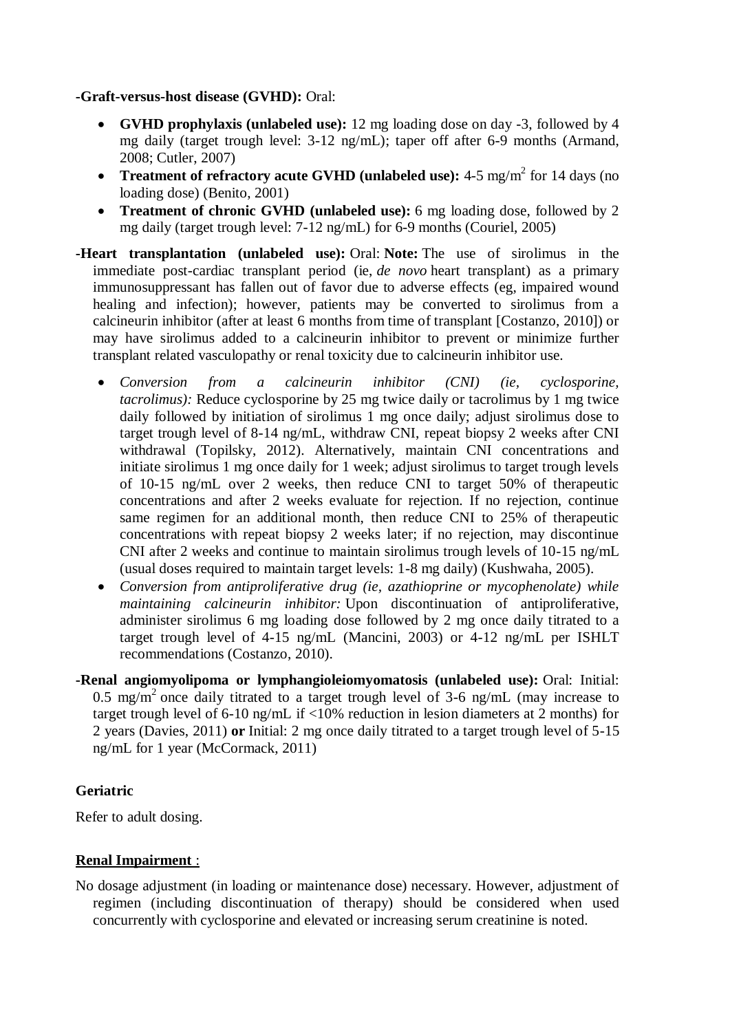-**Graft-versus-host disease (GVHD):** Oral:

- **GVHD prophylaxis (unlabeled use):** 12 mg loading dose on day -3, followed by 4 mg daily (target trough level: 3-12 ng/mL); taper off after 6-9 months (Armand, 2008; Cutler, 2007)
- **Treatment of refractory acute GVHD (unlabeled use):** 4-5 mg/m$^2$ for 14 days (no loading dose) (Benito, 2001)
- **Treatment of chronic GVHD (unlabeled use):** 6 mg loading dose, followed by 2 mg daily (target trough level: 7-12 ng/mL) for 6-9 months (Couriel, 2005)

-**Heart transplantation (unlabeled use):** Oral: **Note:** The use of sirolimus in the immediate post-cardiac transplant period (ie, *de novo* heart transplant) as a primary immunosuppressant has fallen out of favor due to adverse effects (eg, impaired wound healing and infection); however, patients may be converted to sirolimus from a calcineurin inhibitor (after at least 6 months from time of transplant [Costanzo, 2010]) or may have sirolimus added to a calcineurin inhibitor to prevent or minimize further transplant related vasculopathy or renal toxicity due to calcineurin inhibitor use.

- *Conversion from a calcineurin inhibitor (CNI) (ie, cyclosporine, tacrolimus):* Reduce cyclosporine by 25 mg twice daily or tacrolimus by 1 mg twice daily followed by initiation of sirolimus 1 mg once daily; adjust sirolimus dose to target trough level of 8-14 ng/mL, withdraw CNI, repeat biopsy 2 weeks after CNI withdrawal (Topilsky, 2012). Alternatively, maintain CNI concentrations and initiate sirolimus 1 mg once daily for 1 week; adjust sirolimus to target trough levels of 10-15 ng/mL over 2 weeks, then reduce CNI to target 50% of therapeutic concentrations and after 2 weeks evaluate for rejection. If no rejection, continue same regimen for an additional month, then reduce CNI to 25% of therapeutic concentrations with repeat biopsy 2 weeks later; if no rejection, may discontinue CNI after 2 weeks and continue to maintain sirolimus trough levels of 10-15 ng/mL (usual doses required to maintain target levels: 1-8 mg daily) (Kushwaha, 2005).
- *Conversion from antiproliferative drug (ie, azathioprine or mycophenolate) while maintaining calcineurin inhibitor:* Upon discontinuation of antiproliferative, administer sirolimus 6 mg loading dose followed by 2 mg once daily titrated to a target trough level of 4-15 ng/mL (Mancini, 2003) or 4-12 ng/mL per ISHLT recommendations (Costanzo, 2010).

-**Renal angiomyolipoma or lymphangioleiomyomatosis (unlabeled use):** Oral: Initial: 0.5 mg/m$^2$ once daily titrated to a target trough level of 3-6 ng/mL (may increase to target trough level of 6-10 ng/mL if <10% reduction in lesion diameters at 2 months) for 2 years (Davies, 2011) **or** Initial: 2 mg once daily titrated to a target trough level of 5-15 ng/mL for 1 year (McCormack, 2011)

**Geriatric**

Refer to adult dosing.

**Renal Impairment** :

No dosage adjustment (in loading or maintenance dose) necessary. However, adjustment of regimen (including discontinuation of therapy) should be considered when used concurrently with cyclosporine and elevated or increasing serum creatinine is noted.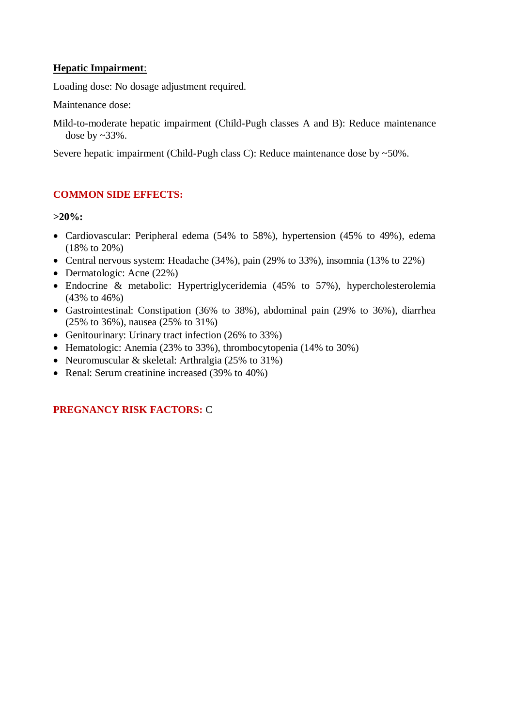**Hepatic Impairment**:

Loading dose: No dosage adjustment required.

Maintenance dose:

Mild-to-moderate hepatic impairment (Child-Pugh classes A and B): Reduce maintenance dose by ~33%.

Severe hepatic impairment (Child-Pugh class C): Reduce maintenance dose by ~50%.

## COMMON SIDE EFFECTS:

**>20%:**

- Cardiovascular: Peripheral edema (54% to 58%), hypertension (45% to 49%), edema (18% to 20%)
- Central nervous system: Headache (34%), pain (29% to 33%), insomnia (13% to 22%)
- Dermatologic: Acne (22%)
- Endocrine & metabolic: Hypertriglyceridemia (45% to 57%), hypercholesterolemia (43% to 46%)
- Gastrointestinal: Constipation (36% to 38%), abdominal pain (29% to 36%), diarrhea (25% to 36%), nausea (25% to 31%)
- Genitourinary: Urinary tract infection (26% to 33%)
- Hematologic: Anemia (23% to 33%), thrombocytopenia (14% to 30%)
- Neuromuscular & skeletal: Arthralgia (25% to 31%)
- Renal: Serum creatinine increased (39% to 40%)

**PREGNANCY RISK FACTORS:** C